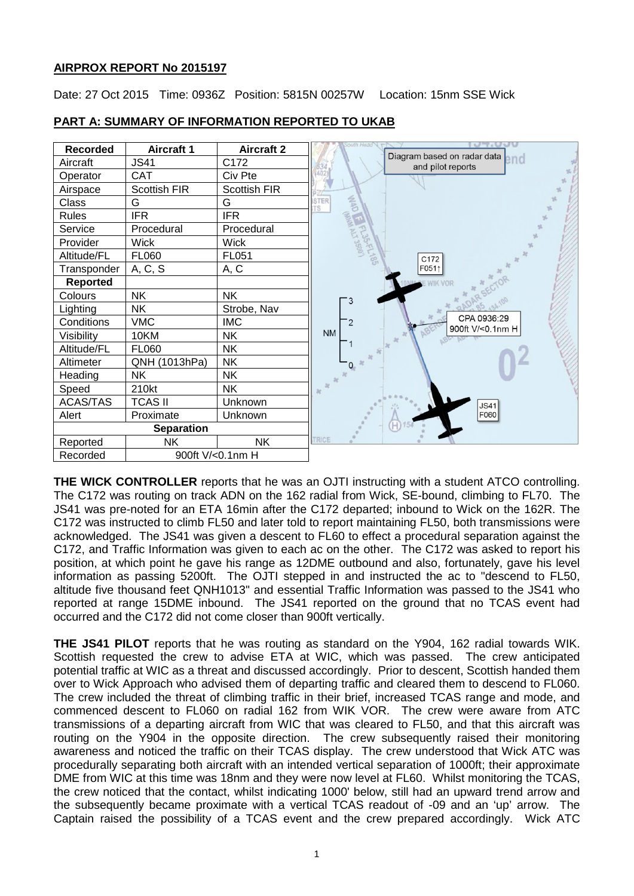**AIRPROX REPORT No 2015197**

Date: 27 Oct 2015 Time: 0936Z Position: 5815N 00257W Location: 15nm SSE Wick

## PART A: SUMMARY OF INFORMATION REPORTED TO UKAB

| Recorded | Aircraft 1 | Aircraft 2 |
|---|---|---|
| Aircraft | JS41 | C172 |
| Operator | CAT | Civ Pte |
| Airspace | Scottish FIR | Scottish FIR |
| Class | G | G |
| Rules | IFR | IFR |
| Service | Procedural | Procedural |
| Provider | Wick | Wick |
| Altitude/FL | FL060 | FL051 |
| Transponder | A, C, S | A, C |
| **Reported** | | |
| Colours | NK | NK |
| Lighting | NK | Strobe, Nav |
| Conditions | VMC | IMC |
| Visibility | 10KM | NK |
| Altitude/FL | FL060 | NK |
| Altimeter | QNH (1013hPa) | NK |
| Heading | NK | NK |
| Speed | 210kt | NK |
| ACAS/TAS | TCAS II | Unknown |
| Alert | Proximate | Unknown |
| **Separation** | | |
| Reported | NK | NK |
| Recorded | 900ft V/<0.1nm H | |

Diagram based on radar data and pilot reports

C172 F051↑

CPA 0936:29 900ft V/<0.1nm H

JS41 F060

**THE WICK CONTROLLER** reports that he was an OJTI instructing with a student ATCO controlling. The C172 was routing on track ADN on the 162 radial from Wick, SE-bound, climbing to FL70. The JS41 was pre-noted for an ETA 16min after the C172 departed; inbound to Wick on the 162R. The C172 was instructed to climb FL50 and later told to report maintaining FL50, both transmissions were acknowledged. The JS41 was given a descent to FL60 to effect a procedural separation against the C172, and Traffic Information was given to each ac on the other. The C172 was asked to report his position, at which point he gave his range as 12DME outbound and also, fortunately, gave his level information as passing 5200ft. The OJTI stepped in and instructed the ac to "descend to FL50, altitude five thousand feet QNH1013" and essential Traffic Information was passed to the JS41 who reported at range 15DME inbound. The JS41 reported on the ground that no TCAS event had occurred and the C172 did not come closer than 900ft vertically.

**THE JS41 PILOT** reports that he was routing as standard on the Y904, 162 radial towards WIK. Scottish requested the crew to advise ETA at WIC, which was passed. The crew anticipated potential traffic at WIC as a threat and discussed accordingly. Prior to descent, Scottish handed them over to Wick Approach who advised them of departing traffic and cleared them to descend to FL060. The crew included the threat of climbing traffic in their brief, increased TCAS range and mode, and commenced descent to FL060 on radial 162 from WIK VOR. The crew were aware from ATC transmissions of a departing aircraft from WIC that was cleared to FL50, and that this aircraft was routing on the Y904 in the opposite direction. The crew subsequently raised their monitoring awareness and noticed the traffic on their TCAS display. The crew understood that Wick ATC was procedurally separating both aircraft with an intended vertical separation of 1000ft; their approximate DME from WIC at this time was 18nm and they were now level at FL60. Whilst monitoring the TCAS, the crew noticed that the contact, whilst indicating 1000' below, still had an upward trend arrow and the subsequently became proximate with a vertical TCAS readout of -09 and an 'up' arrow. The Captain raised the possibility of a TCAS event and the crew prepared accordingly. Wick ATC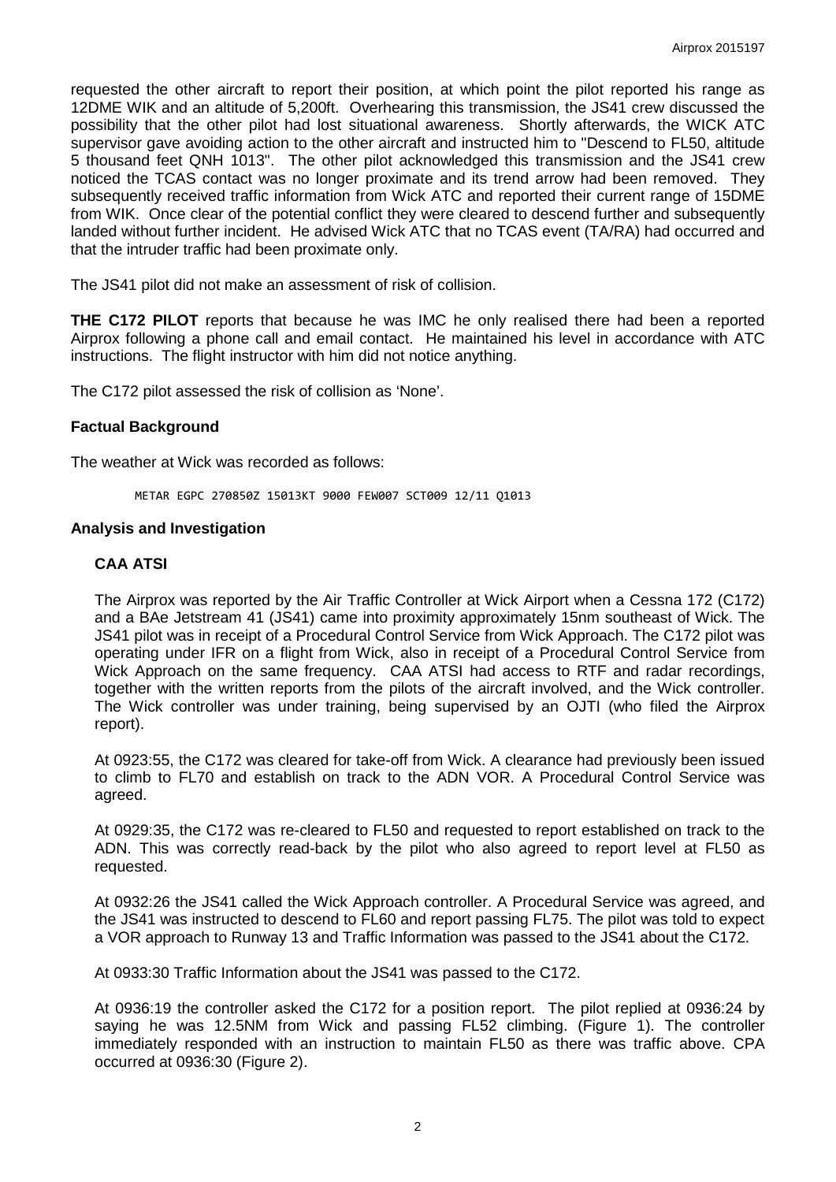requested the other aircraft to report their position, at which point the pilot reported his range as 12DME WIK and an altitude of 5,200ft. Overhearing this transmission, the JS41 crew discussed the possibility that the other pilot had lost situational awareness. Shortly afterwards, the WICK ATC supervisor gave avoiding action to the other aircraft and instructed him to "Descend to FL50, altitude 5 thousand feet QNH 1013". The other pilot acknowledged this transmission and the JS41 crew noticed the TCAS contact was no longer proximate and its trend arrow had been removed. They subsequently received traffic information from Wick ATC and reported their current range of 15DME from WIK. Once clear of the potential conflict they were cleared to descend further and subsequently landed without further incident. He advised Wick ATC that no TCAS event (TA/RA) had occurred and that the intruder traffic had been proximate only.

The JS41 pilot did not make an assessment of risk of collision.

**THE C172 PILOT** reports that because he was IMC he only realised there had been a reported Airprox following a phone call and email contact. He maintained his level in accordance with ATC instructions. The flight instructor with him did not notice anything.

The C172 pilot assessed the risk of collision as 'None'.

### Factual Background

The weather at Wick was recorded as follows:

```
METAR EGPC 270850Z 15013KT 9000 FEW007 SCT009 12/11 Q1013
```

### Analysis and Investigation

#### CAA ATSI

The Airprox was reported by the Air Traffic Controller at Wick Airport when a Cessna 172 (C172) and a BAe Jetstream 41 (JS41) came into proximity approximately 15nm southeast of Wick. The JS41 pilot was in receipt of a Procedural Control Service from Wick Approach. The C172 pilot was operating under IFR on a flight from Wick, also in receipt of a Procedural Control Service from Wick Approach on the same frequency. CAA ATSI had access to RTF and radar recordings, together with the written reports from the pilots of the aircraft involved, and the Wick controller. The Wick controller was under training, being supervised by an OJTI (who filed the Airprox report).

At 0923:55, the C172 was cleared for take-off from Wick. A clearance had previously been issued to climb to FL70 and establish on track to the ADN VOR. A Procedural Control Service was agreed.

At 0929:35, the C172 was re-cleared to FL50 and requested to report established on track to the ADN. This was correctly read-back by the pilot who also agreed to report level at FL50 as requested.

At 0932:26 the JS41 called the Wick Approach controller. A Procedural Service was agreed, and the JS41 was instructed to descend to FL60 and report passing FL75. The pilot was told to expect a VOR approach to Runway 13 and Traffic Information was passed to the JS41 about the C172.

At 0933:30 Traffic Information about the JS41 was passed to the C172.

At 0936:19 the controller asked the C172 for a position report. The pilot replied at 0936:24 by saying he was 12.5NM from Wick and passing FL52 climbing. (Figure 1). The controller immediately responded with an instruction to maintain FL50 as there was traffic above. CPA occurred at 0936:30 (Figure 2).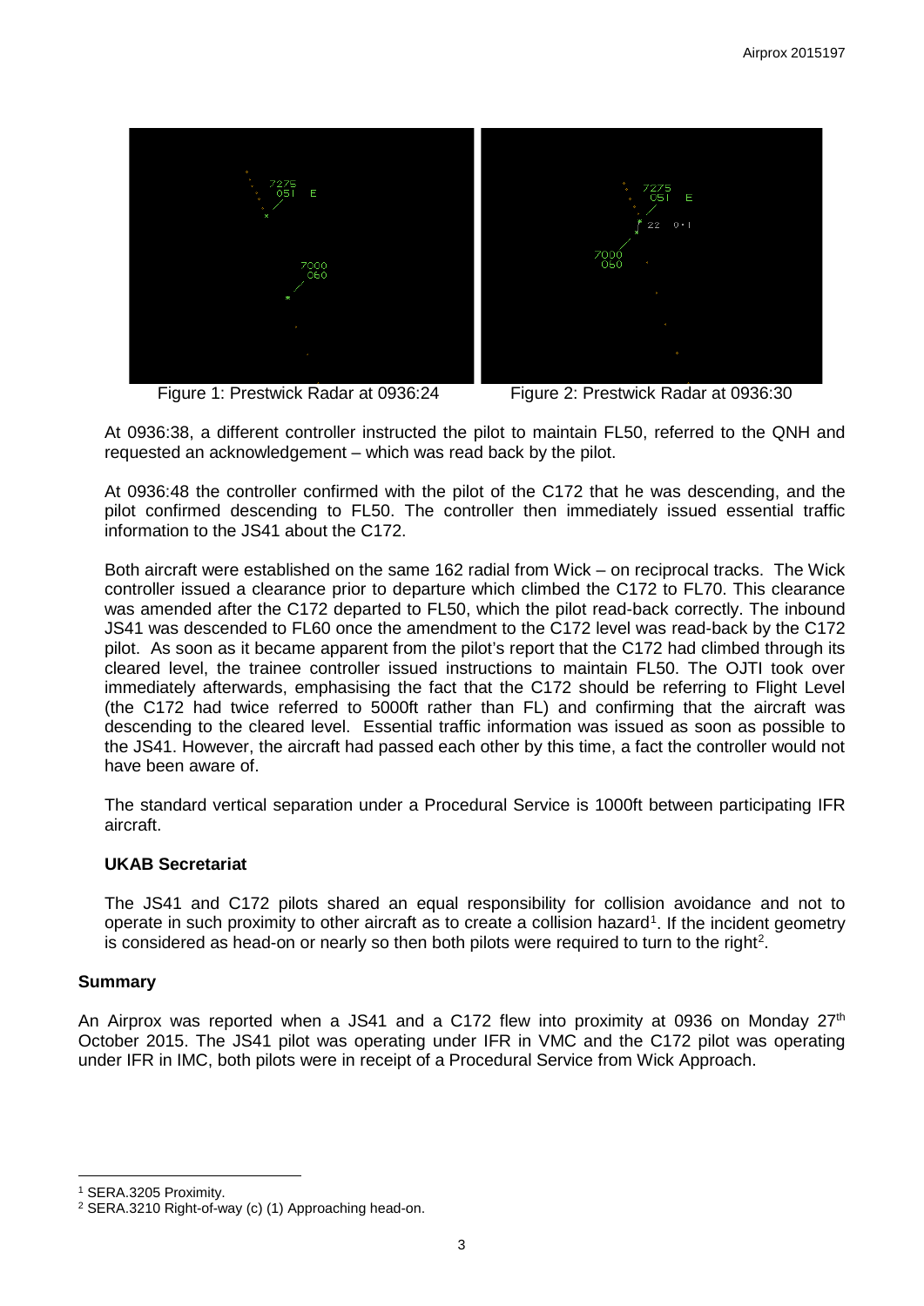Figure 1: Prestwick Radar at 0936:24 Figure 2: Prestwick Radar at 0936:30

At 0936:38, a different controller instructed the pilot to maintain FL50, referred to the QNH and requested an acknowledgement – which was read back by the pilot.

At 0936:48 the controller confirmed with the pilot of the C172 that he was descending, and the pilot confirmed descending to FL50. The controller then immediately issued essential traffic information to the JS41 about the C172.

Both aircraft were established on the same 162 radial from Wick – on reciprocal tracks. The Wick controller issued a clearance prior to departure which climbed the C172 to FL70. This clearance was amended after the C172 departed to FL50, which the pilot read-back correctly. The inbound JS41 was descended to FL60 once the amendment to the C172 level was read-back by the C172 pilot. As soon as it became apparent from the pilot's report that the C172 had climbed through its cleared level, the trainee controller issued instructions to maintain FL50. The OJTI took over immediately afterwards, emphasising the fact that the C172 should be referring to Flight Level (the C172 had twice referred to 5000ft rather than FL) and confirming that the aircraft was descending to the cleared level. Essential traffic information was issued as soon as possible to the JS41. However, the aircraft had passed each other by this time, a fact the controller would not have been aware of.

The standard vertical separation under a Procedural Service is 1000ft between participating IFR aircraft.

### UKAB Secretariat

The JS41 and C172 pilots shared an equal responsibility for collision avoidance and not to operate in such proximity to other aircraft as to create a collision hazard[1]. If the incident geometry is considered as head-on or nearly so then both pilots were required to turn to the right[2].

## Summary

An Airprox was reported when a JS41 and a C172 flew into proximity at 0936 on Monday 27th October 2015. The JS41 pilot was operating under IFR in VMC and the C172 pilot was operating under IFR in IMC, both pilots were in receipt of a Procedural Service from Wick Approach.

---

[1] SERA.3205 Proximity.

[2] SERA.3210 Right-of-way (c) (1) Approaching head-on.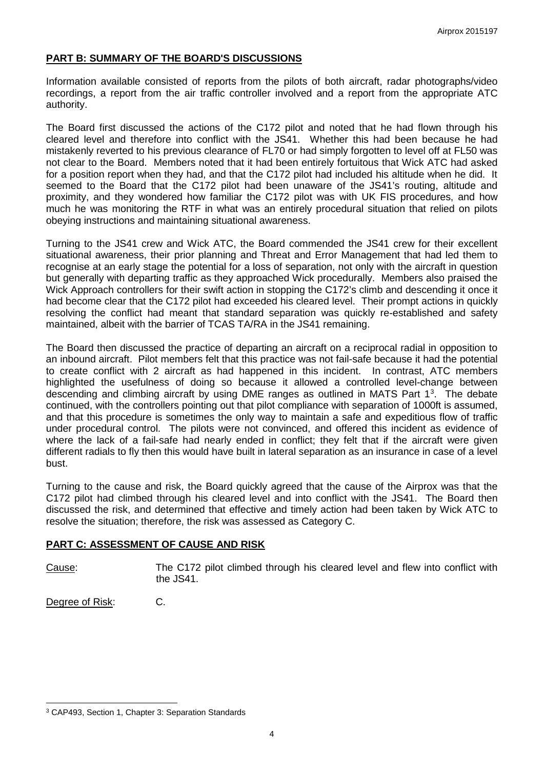## PART B: SUMMARY OF THE BOARD'S DISCUSSIONS

Information available consisted of reports from the pilots of both aircraft, radar photographs/video recordings, a report from the air traffic controller involved and a report from the appropriate ATC authority.

The Board first discussed the actions of the C172 pilot and noted that he had flown through his cleared level and therefore into conflict with the JS41. Whether this had been because he had mistakenly reverted to his previous clearance of FL70 or had simply forgotten to level off at FL50 was not clear to the Board. Members noted that it had been entirely fortuitous that Wick ATC had asked for a position report when they had, and that the C172 pilot had included his altitude when he did. It seemed to the Board that the C172 pilot had been unaware of the JS41's routing, altitude and proximity, and they wondered how familiar the C172 pilot was with UK FIS procedures, and how much he was monitoring the RTF in what was an entirely procedural situation that relied on pilots obeying instructions and maintaining situational awareness.

Turning to the JS41 crew and Wick ATC, the Board commended the JS41 crew for their excellent situational awareness, their prior planning and Threat and Error Management that had led them to recognise at an early stage the potential for a loss of separation, not only with the aircraft in question but generally with departing traffic as they approached Wick procedurally. Members also praised the Wick Approach controllers for their swift action in stopping the C172's climb and descending it once it had become clear that the C172 pilot had exceeded his cleared level. Their prompt actions in quickly resolving the conflict had meant that standard separation was quickly re-established and safety maintained, albeit with the barrier of TCAS TA/RA in the JS41 remaining.

The Board then discussed the practice of departing an aircraft on a reciprocal radial in opposition to an inbound aircraft. Pilot members felt that this practice was not fail-safe because it had the potential to create conflict with 2 aircraft as had happened in this incident. In contrast, ATC members highlighted the usefulness of doing so because it allowed a controlled level-change between descending and climbing aircraft by using DME ranges as outlined in MATS Part 1[3]. The debate continued, with the controllers pointing out that pilot compliance with separation of 1000ft is assumed, and that this procedure is sometimes the only way to maintain a safe and expeditious flow of traffic under procedural control. The pilots were not convinced, and offered this incident as evidence of where the lack of a fail-safe had nearly ended in conflict; they felt that if the aircraft were given different radials to fly then this would have built in lateral separation as an insurance in case of a level bust.

Turning to the cause and risk, the Board quickly agreed that the cause of the Airprox was that the C172 pilot had climbed through his cleared level and into conflict with the JS41. The Board then discussed the risk, and determined that effective and timely action had been taken by Wick ATC to resolve the situation; therefore, the risk was assessed as Category C.

## PART C: ASSESSMENT OF CAUSE AND RISK

Cause: The C172 pilot climbed through his cleared level and flew into conflict with the JS41.

Degree of Risk: C.

---

[3] CAP493, Section 1, Chapter 3: Separation Standards